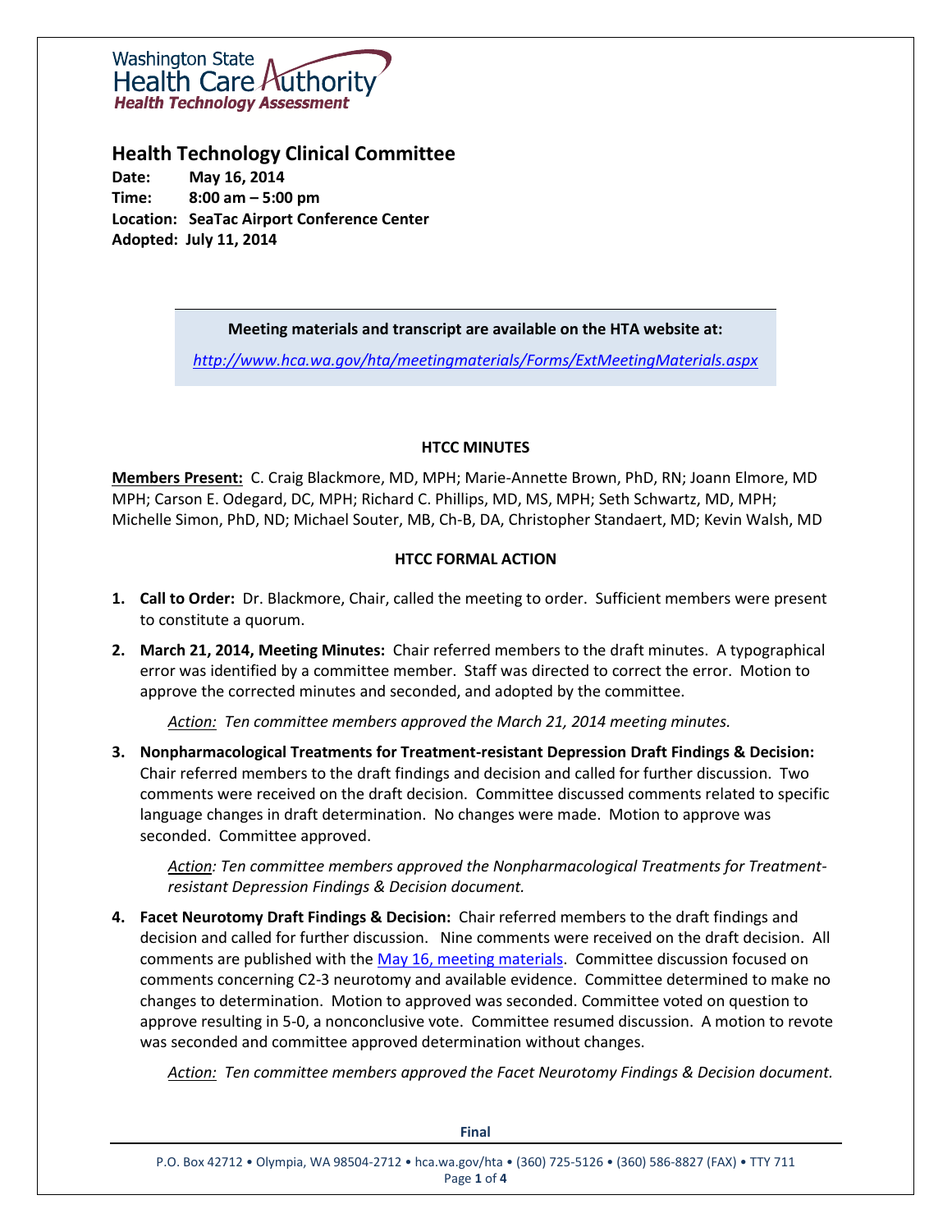Washington State Health Care Authority
Health Technology Assessment

## Health Technology Clinical Committee

**Date:** May 16, 2014
**Time:** 8:00 am – 5:00 pm
**Location:** SeaTac Airport Conference Center
**Adopted:** July 11, 2014

**Meeting materials and transcript are available on the HTA website at:**

http://www.hca.wa.gov/hta/meetingmaterials/Forms/ExtMeetingMaterials.aspx

### HTCC MINUTES

**Members Present:** C. Craig Blackmore, MD, MPH; Marie-Annette Brown, PhD, RN; Joann Elmore, MD MPH; Carson E. Odegard, DC, MPH; Richard C. Phillips, MD, MS, MPH; Seth Schwartz, MD, MPH; Michelle Simon, PhD, ND; Michael Souter, MB, Ch-B, DA, Christopher Standaert, MD; Kevin Walsh, MD

### HTCC FORMAL ACTION

1. **Call to Order:** Dr. Blackmore, Chair, called the meeting to order. Sufficient members were present to constitute a quorum.

2. **March 21, 2014, Meeting Minutes:** Chair referred members to the draft minutes. A typographical error was identified by a committee member. Staff was directed to correct the error. Motion to approve the corrected minutes and seconded, and adopted by the committee.

   *Action: Ten committee members approved the March 21, 2014 meeting minutes.*

3. **Nonpharmacological Treatments for Treatment-resistant Depression Draft Findings & Decision:** Chair referred members to the draft findings and decision and called for further discussion. Two comments were received on the draft decision. Committee discussed comments related to specific language changes in draft determination. No changes were made. Motion to approve was seconded. Committee approved.

   *Action: Ten committee members approved the Nonpharmacological Treatments for Treatment-resistant Depression Findings & Decision document.*

4. **Facet Neurotomy Draft Findings & Decision:** Chair referred members to the draft findings and decision and called for further discussion. Nine comments were received on the draft decision. All comments are published with the May 16, meeting materials. Committee discussion focused on comments concerning C2-3 neurotomy and available evidence. Committee determined to make no changes to determination. Motion to approved was seconded. Committee voted on question to approve resulting in 5-0, a nonconclusive vote. Committee resumed discussion. A motion to revote was seconded and committee approved determination without changes.

   *Action: Ten committee members approved the Facet Neurotomy Findings & Decision document.*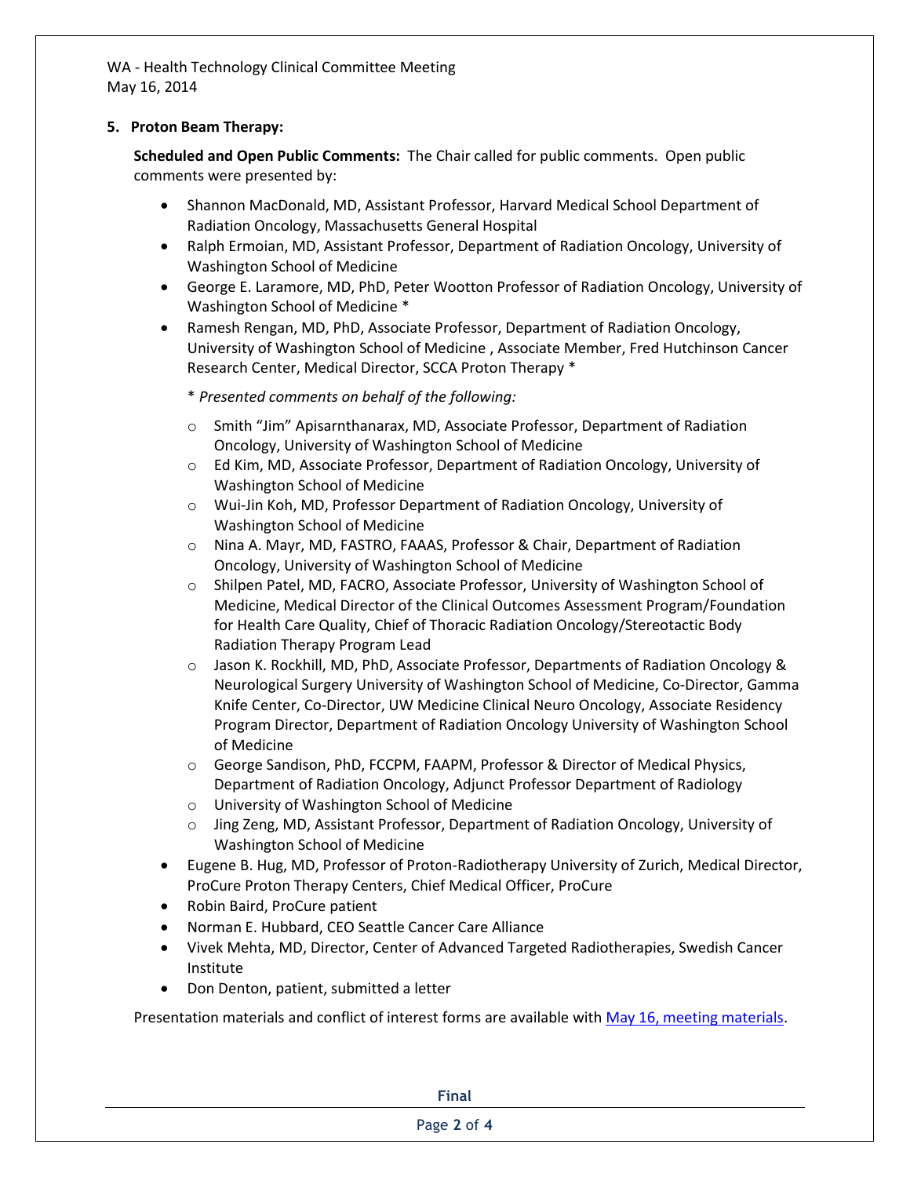## 5. Proton Beam Therapy:

**Scheduled and Open Public Comments:** The Chair called for public comments. Open public comments were presented by:

- Shannon MacDonald, MD, Assistant Professor, Harvard Medical School Department of Radiation Oncology, Massachusetts General Hospital
- Ralph Ermoian, MD, Assistant Professor, Department of Radiation Oncology, University of Washington School of Medicine
- George E. Laramore, MD, PhD, Peter Wootton Professor of Radiation Oncology, University of Washington School of Medicine *
- Ramesh Rengan, MD, PhD, Associate Professor, Department of Radiation Oncology, University of Washington School of Medicine , Associate Member, Fred Hutchinson Cancer Research Center, Medical Director, SCCA Proton Therapy *

  * *Presented comments on behalf of the following:*

  - Smith “Jim” Apisarnthanarax, MD, Associate Professor, Department of Radiation Oncology, University of Washington School of Medicine
  - Ed Kim, MD, Associate Professor, Department of Radiation Oncology, University of Washington School of Medicine
  - Wui-Jin Koh, MD, Professor Department of Radiation Oncology, University of Washington School of Medicine
  - Nina A. Mayr, MD, FASTRO, FAAAS, Professor & Chair, Department of Radiation Oncology, University of Washington School of Medicine
  - Shilpen Patel, MD, FACRO, Associate Professor, University of Washington School of Medicine, Medical Director of the Clinical Outcomes Assessment Program/Foundation for Health Care Quality, Chief of Thoracic Radiation Oncology/Stereotactic Body Radiation Therapy Program Lead
  - Jason K. Rockhill, MD, PhD, Associate Professor, Departments of Radiation Oncology & Neurological Surgery University of Washington School of Medicine, Co-Director, Gamma Knife Center, Co-Director, UW Medicine Clinical Neuro Oncology, Associate Residency Program Director, Department of Radiation Oncology University of Washington School of Medicine
  - George Sandison, PhD, FCCPM, FAAPM, Professor & Director of Medical Physics, Department of Radiation Oncology, Adjunct Professor Department of Radiology
  - University of Washington School of Medicine
  - Jing Zeng, MD, Assistant Professor, Department of Radiation Oncology, University of Washington School of Medicine
- Eugene B. Hug, MD, Professor of Proton-Radiotherapy University of Zurich, Medical Director, ProCure Proton Therapy Centers, Chief Medical Officer, ProCure
- Robin Baird, ProCure patient
- Norman E. Hubbard, CEO Seattle Cancer Care Alliance
- Vivek Mehta, MD, Director, Center of Advanced Targeted Radiotherapies, Swedish Cancer Institute
- Don Denton, patient, submitted a letter

Presentation materials and conflict of interest forms are available with May 16, meeting materials.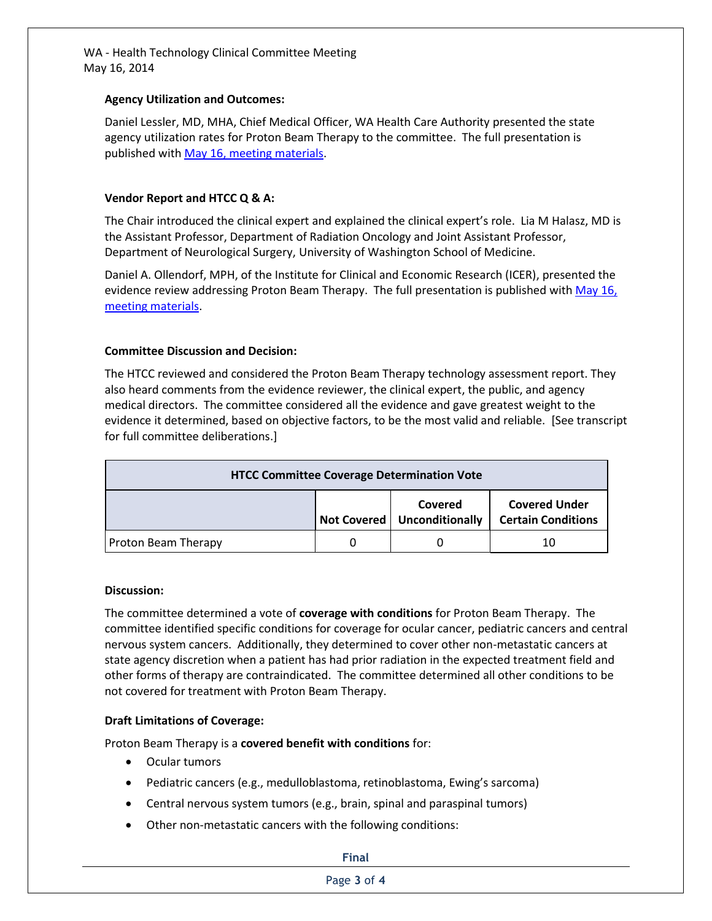**Agency Utilization and Outcomes:**

Daniel Lessler, MD, MHA, Chief Medical Officer, WA Health Care Authority presented the state agency utilization rates for Proton Beam Therapy to the committee. The full presentation is published with May 16, meeting materials.

**Vendor Report and HTCC Q & A:**

The Chair introduced the clinical expert and explained the clinical expert's role. Lia M Halasz, MD is the Assistant Professor, Department of Radiation Oncology and Joint Assistant Professor, Department of Neurological Surgery, University of Washington School of Medicine.

Daniel A. Ollendorf, MPH, of the Institute for Clinical and Economic Research (ICER), presented the evidence review addressing Proton Beam Therapy. The full presentation is published with May 16, meeting materials.

**Committee Discussion and Decision:**

The HTCC reviewed and considered the Proton Beam Therapy technology assessment report. They also heard comments from the evidence reviewer, the clinical expert, the public, and agency medical directors. The committee considered all the evidence and gave greatest weight to the evidence it determined, based on objective factors, to be the most valid and reliable. [See transcript for full committee deliberations.]

| HTCC Committee Coverage Determination Vote | | | |
|---|---|---|---|
| | Not Covered | Covered Unconditionally | Covered Under Certain Conditions |
| Proton Beam Therapy | 0 | 0 | 10 |

**Discussion:**

The committee determined a vote of **coverage with conditions** for Proton Beam Therapy. The committee identified specific conditions for coverage for ocular cancer, pediatric cancers and central nervous system cancers. Additionally, they determined to cover other non-metastatic cancers at state agency discretion when a patient has had prior radiation in the expected treatment field and other forms of therapy are contraindicated. The committee determined all other conditions to be not covered for treatment with Proton Beam Therapy.

**Draft Limitations of Coverage:**

Proton Beam Therapy is a **covered benefit with conditions** for:

- Ocular tumors
- Pediatric cancers (e.g., medulloblastoma, retinoblastoma, Ewing's sarcoma)
- Central nervous system tumors (e.g., brain, spinal and paraspinal tumors)
- Other non-metastatic cancers with the following conditions:

Final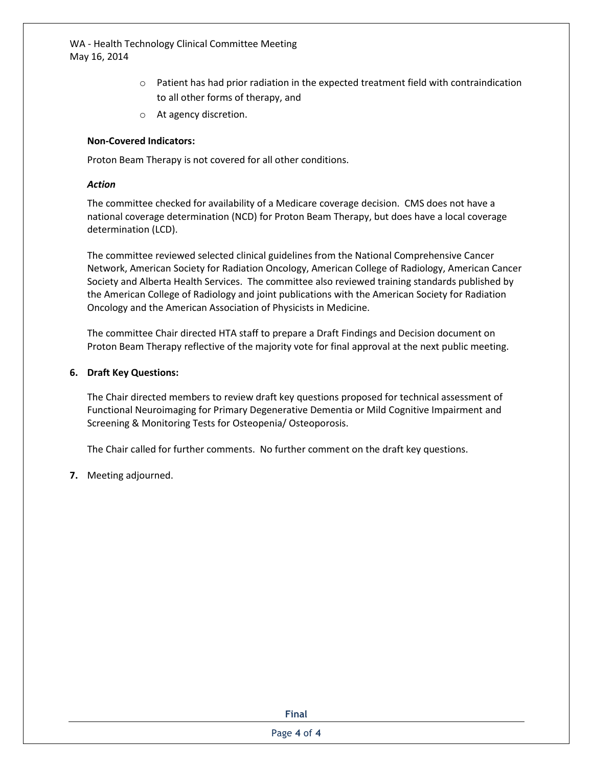- Patient has had prior radiation in the expected treatment field with contraindication to all other forms of therapy, and
  - At agency discretion.

**Non-Covered Indicators:**

Proton Beam Therapy is not covered for all other conditions.

***Action***

The committee checked for availability of a Medicare coverage decision. CMS does not have a national coverage determination (NCD) for Proton Beam Therapy, but does have a local coverage determination (LCD).

The committee reviewed selected clinical guidelines from the National Comprehensive Cancer Network, American Society for Radiation Oncology, American College of Radiology, American Cancer Society and Alberta Health Services. The committee also reviewed training standards published by the American College of Radiology and joint publications with the American Society for Radiation Oncology and the American Association of Physicists in Medicine.

The committee Chair directed HTA staff to prepare a Draft Findings and Decision document on Proton Beam Therapy reflective of the majority vote for final approval at the next public meeting.

**6. Draft Key Questions:**

The Chair directed members to review draft key questions proposed for technical assessment of Functional Neuroimaging for Primary Degenerative Dementia or Mild Cognitive Impairment and Screening & Monitoring Tests for Osteopenia/ Osteoporosis.

The Chair called for further comments. No further comment on the draft key questions.

**7.** Meeting adjourned.